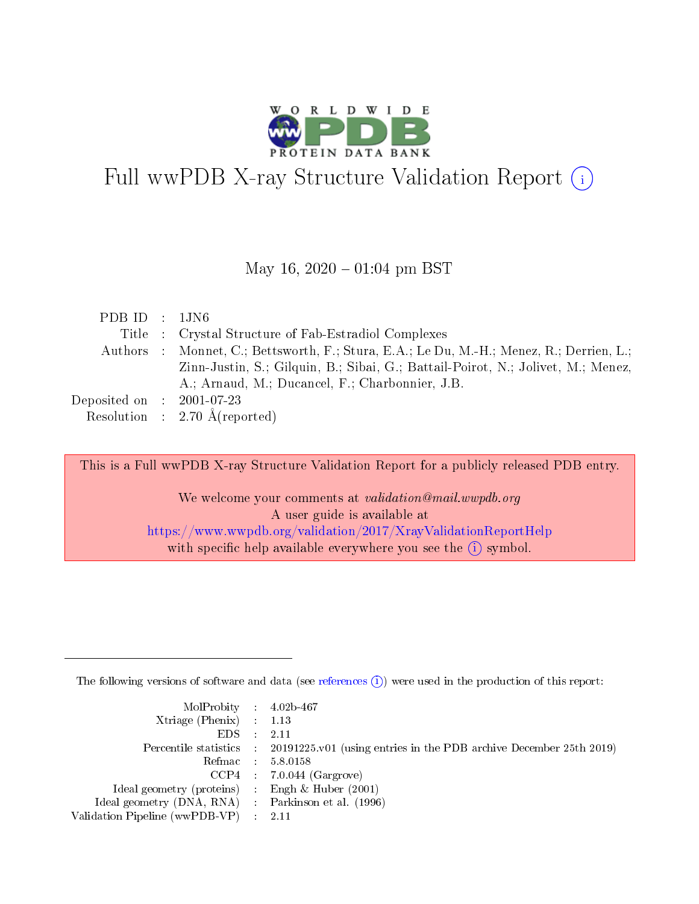# Full wwPDB X-ray Structure Validation Report (i)

May 16, 2020 – 01:04 pm BST

| | | |
|---|---|---|
| PDB ID | : | 1JN6 |
| Title | : | Crystal Structure of Fab-Estradiol Complexes |
| Authors | : | Monnet, C.; Bettsworth, F.; Stura, E.A.; Le Du, M.-H.; Menez, R.; Derrien, L.; Zinn-Justin, S.; Gilquin, B.; Sibai, G.; Battail-Poirot, N.; Jolivet, M.; Menez, A.; Arnaud, M.; Ducancel, F.; Charbonnier, J.B. |
| Deposited on | : | 2001-07-23 |
| Resolution | : | 2.70 Å(reported) |

This is a Full wwPDB X-ray Structure Validation Report for a publicly released PDB entry.

We welcome your comments at *validation@mail.wwpdb.org*
A user guide is available at
https://www.wwpdb.org/validation/2017/XrayValidationReportHelp
with specific help available everywhere you see the (i) symbol.

---

The following versions of software and data (see references (i)) were used in the production of this report:

| | | |
|---|---|---|
| MolProbity | : | 4.02b-467 |
| Xtriage (Phenix) | : | 1.13 |
| EDS | : | 2.11 |
| Percentile statistics | : | 20191225.v01 (using entries in the PDB archive December 25th 2019) |
| Refmac | : | 5.8.0158 |
| CCP4 | : | 7.0.044 (Gargrove) |
| Ideal geometry (proteins) | : | Engh & Huber (2001) |
| Ideal geometry (DNA, RNA) | : | Parkinson et al. (1996) |
| Validation Pipeline (wwPDB-VP) | : | 2.11 |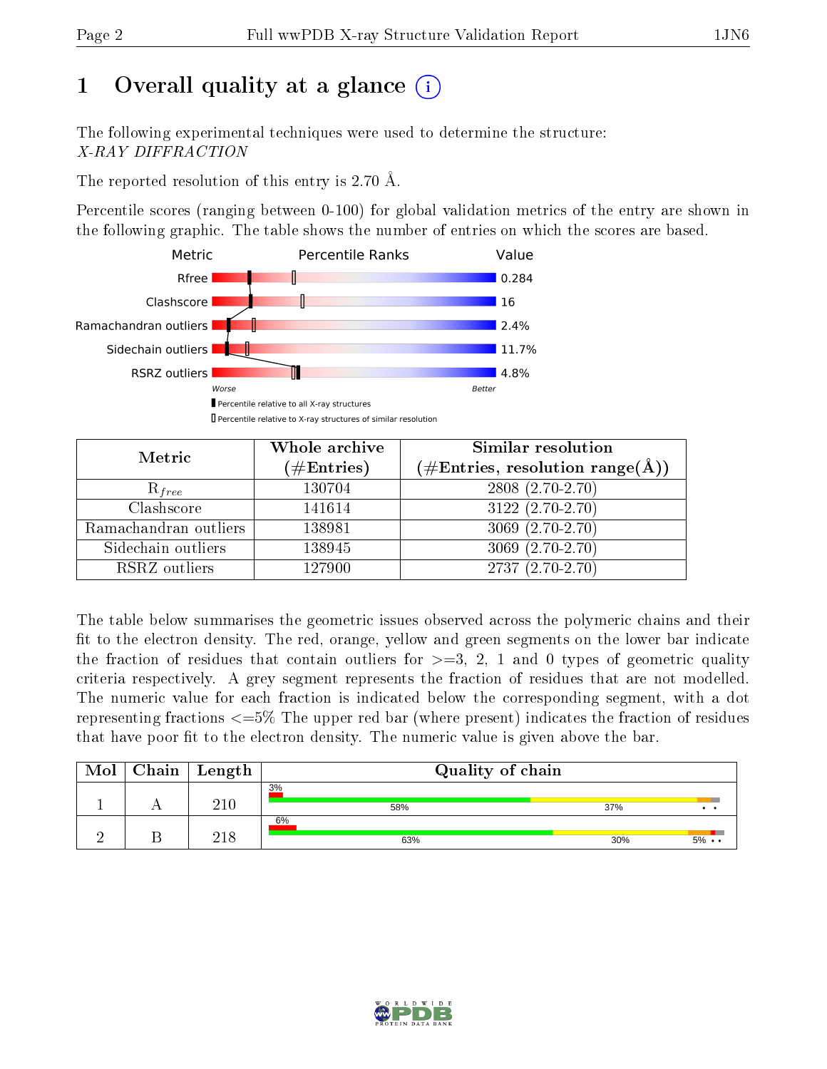# 1 Overall quality at a glance (i)

The following experimental techniques were used to determine the structure:
*X-RAY DIFFRACTION*

The reported resolution of this entry is 2.70 Å.

Percentile scores (ranging between 0-100) for global validation metrics of the entry are shown in the following graphic. The table shows the number of entries on which the scores are based.

| Metric | Value |
|---|---|
| Rfree | 0.284 |
| Clashscore | 16 |
| Ramachandran outliers | 2.4% |
| Sidechain outliers | 11.7% |
| RSRZ outliers | 4.8% |

Worse — Better

▮ Percentile relative to all X-ray structures
▯ Percentile relative to X-ray structures of similar resolution

| Metric | Whole archive (#Entries) | Similar resolution (#Entries, resolution range(Å)) |
|---|---|---|
| $R_{free}$ | 130704 | 2808 (2.70-2.70) |
| Clashscore | 141614 | 3122 (2.70-2.70) |
| Ramachandran outliers | 138981 | 3069 (2.70-2.70) |
| Sidechain outliers | 138945 | 3069 (2.70-2.70) |
| RSRZ outliers | 127900 | 2737 (2.70-2.70) |

The table below summarises the geometric issues observed across the polymeric chains and their fit to the electron density. The red, orange, yellow and green segments on the lower bar indicate the fraction of residues that contain outliers for >=3, 2, 1 and 0 types of geometric quality criteria respectively. A grey segment represents the fraction of residues that are not modelled. The numeric value for each fraction is indicated below the corresponding segment, with a dot representing fractions <=5% The upper red bar (where present) indicates the fraction of residues that have poor fit to the electron density. The numeric value is given above the bar.

| Mol | Chain | Length | Quality of chain |
|---|---|---|---|
| 1 | A | 210 | 3% (poor fit); 58%, 37%, • • |
| 2 | B | 218 | 6% (poor fit); 63%, 30%, 5% • • |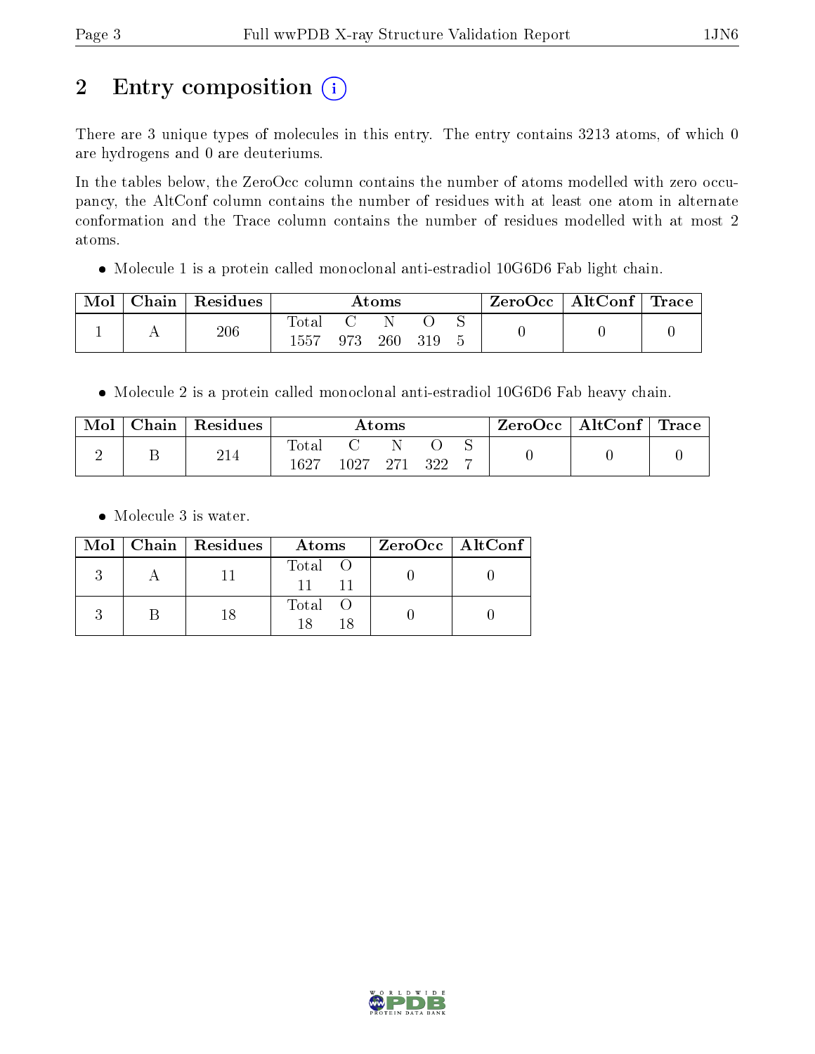## 2 Entry composition (i)

There are 3 unique types of molecules in this entry. The entry contains 3213 atoms, of which 0 are hydrogens and 0 are deuteriums.

In the tables below, the ZeroOcc column contains the number of atoms modelled with zero occupancy, the AltConf column contains the number of residues with at least one atom in alternate conformation and the Trace column contains the number of residues modelled with at most 2 atoms.

- Molecule 1 is a protein called monoclonal anti-estradiol 10G6D6 Fab light chain.

| Mol | Chain | Residues | Atoms | | | | | ZeroOcc | AltConf | Trace |
|---|---|---|---|---|---|---|---|---|---|---|
| | | | Total | C | N | O | S | | | |
| 1 | A | 206 | 1557 | 973 | 260 | 319 | 5 | 0 | 0 | 0 |

- Molecule 2 is a protein called monoclonal anti-estradiol 10G6D6 Fab heavy chain.

| Mol | Chain | Residues | Atoms | | | | | ZeroOcc | AltConf | Trace |
|---|---|---|---|---|---|---|---|---|---|---|
| | | | Total | C | N | O | S | | | |
| 2 | B | 214 | 1627 | 1027 | 271 | 322 | 7 | 0 | 0 | 0 |

- Molecule 3 is water.

| Mol | Chain | Residues | Atoms | | ZeroOcc | AltConf |
|---|---|---|---|---|---|---|
| | | | Total | O | | |
| 3 | A | 11 | 11 | 11 | 0 | 0 |
| 3 | B | 18 | 18 | 18 | 0 | 0 |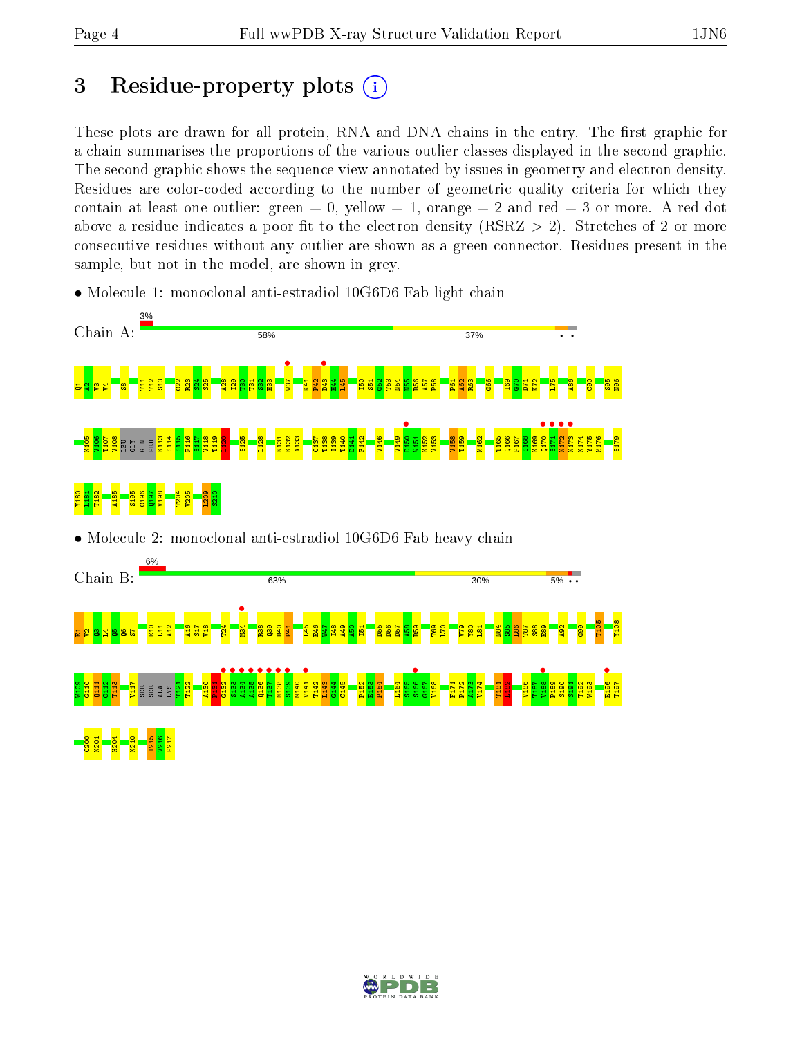# 3 Residue-property plots

These plots are drawn for all protein, RNA and DNA chains in the entry. The first graphic for a chain summarises the proportions of the various outlier classes displayed in the second graphic. The second graphic shows the sequence view annotated by issues in geometry and electron density. Residues are color-coded according to the number of geometric quality criteria for which they contain at least one outlier: green = 0, yellow = 1, orange = 2 and red = 3 or more. A red dot above a residue indicates a poor fit to the electron density (RSRZ > 2). Stretches of 2 or more consecutive residues without any outlier are shown as a green connector. Residues present in the sample, but not in the model, are shown in grey.

- Molecule 1: monoclonal anti-estradiol 10G6D6 Fab light chain

Chain A: 3% | 58% | 37% | • •

Q1 M2 V4 S8 T11 T12 S13 C22 R23 S24 S25 A28 I29 N30 I31 S32 H33 W37 K41 P42 D43 H44 L45 I50 S51 G52 T53 N54 N55 N56 A57 P58 P61 A62 R63 G66 I69 G70 D71 K72 L75 A86 C90 S95 N96

K105 N106 V107 V108 LEU GLY GLN PRO K113 S114 S115 P116 S117 V118 T119 L120 S125 L128 N131 K132 A133 C137 T138 I139 T140 D141 F142 V146 V149 D150 W151 K152 V153 T158 T159 M162 T165 Q166 P167 S168 K169 Q170 S171 N172 K174 Y175 M176 S179

Y180 L181 T182 A185 S195 C196 Q197 V198 T204 V205 L209 S210

- Molecule 2: monoclonal anti-estradiol 10G6D6 Fab heavy chain

Chain B: 6% | 63% | 30% | 5% • •

E1 V2 L4 Q5 Q6 S7 E10 L11 A12 A16 S17 V18 T24 M34 R38 Q39 R40 P41 L45 E46 W47 I48 A49 A50 I51 D55 D56 D57 S58 R59 T69 L70 V79 Y80 L81 N84 S85 L86 T87 S88 E89 A92 G99 T105 Y108

W109 G110 Q111 G112 T113 V117 SER SER ALA LYS T121 T122 A130 P131 G132 S133 A134 A135 Q136 T137 N138 S139 M140 V141 T142 L143 G144 C145 F152 E153 P154 L164 S165 S166 G167 V168 F171 P172 A173 V174 T181 L182 V186 T187 V188 P189 S190 S191 T192 W193 E196 T197

C200 N201 H204 K210 I215 V216 P217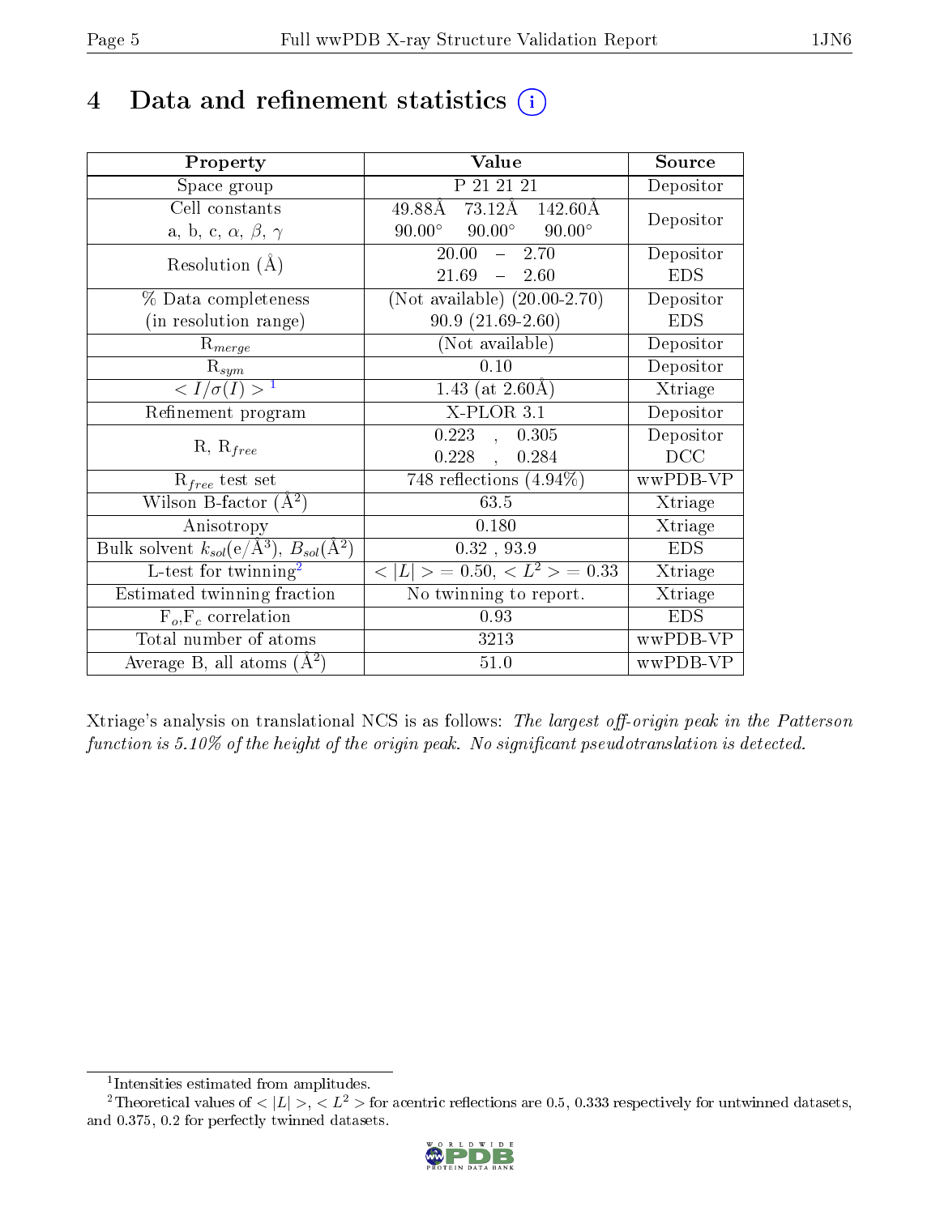# 4 Data and refinement statistics

| Property | Value | Source |
|---|---|---|
| Space group | P 21 21 21 | Depositor |
| Cell constants<br>a, b, c, $\alpha$, $\beta$, $\gamma$ | 49.88Å 73.12Å 142.60Å<br>90.00° 90.00° 90.00° | Depositor |
| Resolution (Å) | 20.00 – 2.70<br>21.69 – 2.60 | Depositor<br>EDS |
| % Data completeness<br>(in resolution range) | (Not available) (20.00-2.70)<br>90.9 (21.69-2.60) | Depositor<br>EDS |
| $R_{merge}$ | (Not available) | Depositor |
| $R_{sym}$ | 0.10 | Depositor |
| $< I/\sigma(I) >$ [1] | 1.43 (at 2.60Å) | Xtriage |
| Refinement program | X-PLOR 3.1 | Depositor |
| R, $R_{free}$ | 0.223 , 0.305<br>0.228 , 0.284 | Depositor<br>DCC |
| $R_{free}$ test set | 748 reflections (4.94%) | wwPDB-VP |
| Wilson B-factor (Å$^2$) | 63.5 | Xtriage |
| Anisotropy | 0.180 | Xtriage |
| Bulk solvent $k_{sol}$(e/Å$^3$), $B_{sol}$(Å$^2$) | 0.32 , 93.9 | EDS |
| L-test for twinning[2] | $< \|L\| >$ = 0.50, $< L^2 >$ = 0.33 | Xtriage |
| Estimated twinning fraction | No twinning to report. | Xtriage |
| $F_o$,$F_c$ correlation | 0.93 | EDS |
| Total number of atoms | 3213 | wwPDB-VP |
| Average B, all atoms (Å$^2$) | 51.0 | wwPDB-VP |

Xtriage's analysis on translational NCS is as follows: *The largest off-origin peak in the Patterson function is 5.10% of the height of the origin peak. No significant pseudotranslation is detected.*

[1] Intensities estimated from amplitudes.

[2] Theoretical values of $< |L| >$, $< L^2 >$ for acentric reflections are 0.5, 0.333 respectively for untwinned datasets, and 0.375, 0.2 for perfectly twinned datasets.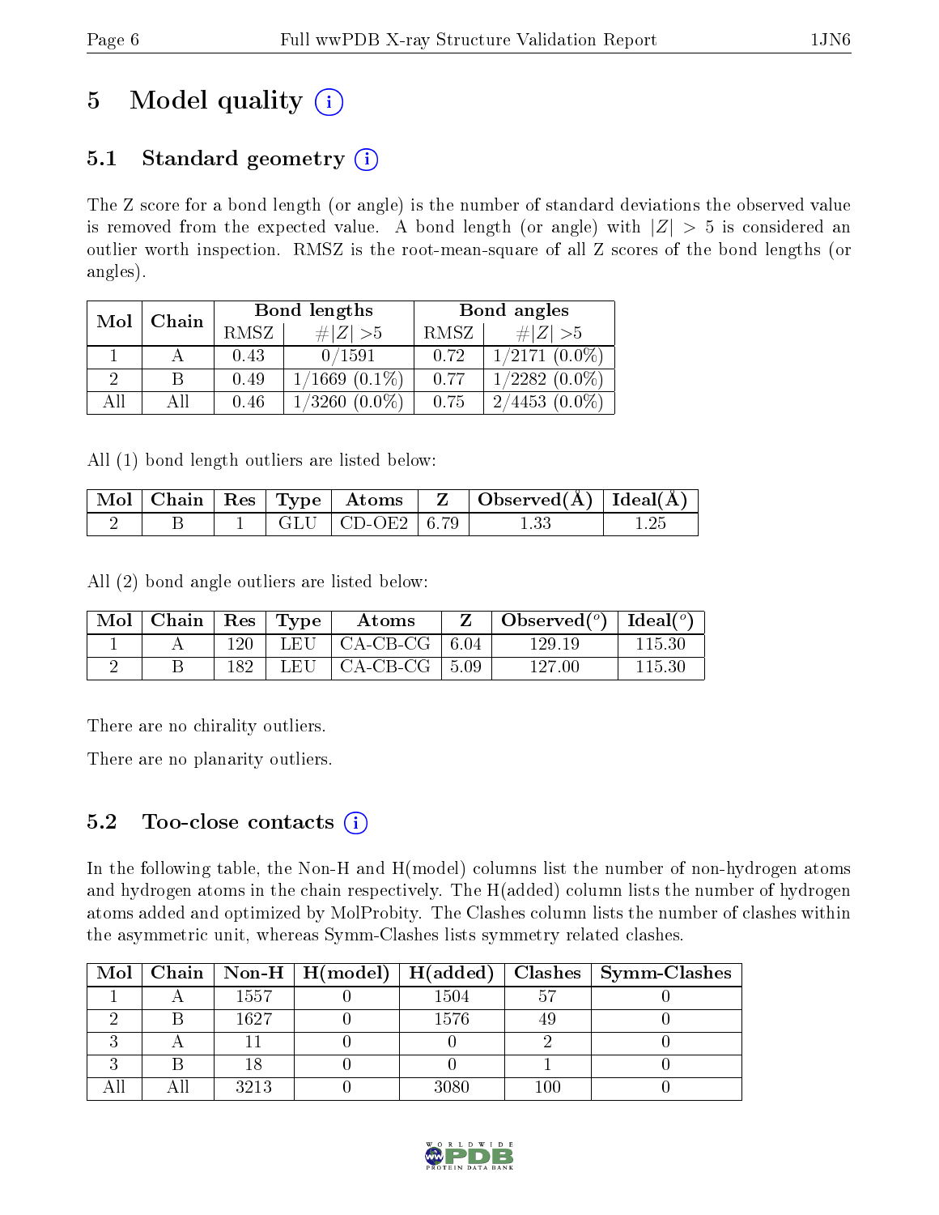# 5 Model quality (i)

## 5.1 Standard geometry (i)

The Z score for a bond length (or angle) is the number of standard deviations the observed value is removed from the expected value. A bond length (or angle) with $|Z| > 5$ is considered an outlier worth inspection. RMSZ is the root-mean-square of all Z scores of the bond lengths (or angles).

| Mol | Chain | Bond lengths | | Bond angles | |
|---|---|---|---|---|---|
| | | RMSZ | $\#\|Z\| > 5$ | RMSZ | $\#\|Z\| > 5$ |
| 1 | A | 0.43 | 0/1591 | 0.72 | 1/2171 (0.0%) |
| 2 | B | 0.49 | 1/1669 (0.1%) | 0.77 | 1/2282 (0.0%) |
| All | All | 0.46 | 1/3260 (0.0%) | 0.75 | 2/4453 (0.0%) |

All (1) bond length outliers are listed below:

| Mol | Chain | Res | Type | Atoms | Z | Observed(Å) | Ideal(Å) |
|---|---|---|---|---|---|---|---|
| 2 | B | 1 | GLU | CD-OE2 | 6.79 | 1.33 | 1.25 |

All (2) bond angle outliers are listed below:

| Mol | Chain | Res | Type | Atoms | Z | Observed($^o$) | Ideal($^o$) |
|---|---|---|---|---|---|---|---|
| 1 | A | 120 | LEU | CA-CB-CG | 6.04 | 129.19 | 115.30 |
| 2 | B | 182 | LEU | CA-CB-CG | 5.09 | 127.00 | 115.30 |

There are no chirality outliers.

There are no planarity outliers.

## 5.2 Too-close contacts (i)

In the following table, the Non-H and H(model) columns list the number of non-hydrogen atoms and hydrogen atoms in the chain respectively. The H(added) column lists the number of hydrogen atoms added and optimized by MolProbity. The Clashes column lists the number of clashes within the asymmetric unit, whereas Symm-Clashes lists symmetry related clashes.

| Mol | Chain | Non-H | H(model) | H(added) | Clashes | Symm-Clashes |
|---|---|---|---|---|---|---|
| 1 | A | 1557 | 0 | 1504 | 57 | 0 |
| 2 | B | 1627 | 0 | 1576 | 49 | 0 |
| 3 | A | 11 | 0 | 0 | 2 | 0 |
| 3 | B | 18 | 0 | 0 | 1 | 0 |
| All | All | 3213 | 0 | 3080 | 100 | 0 |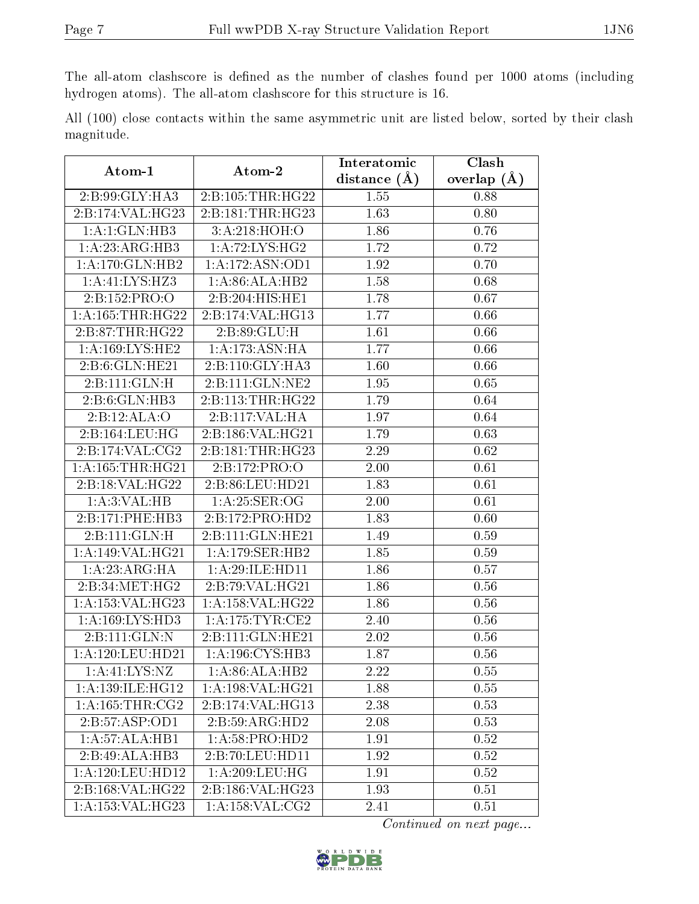The all-atom clashscore is defined as the number of clashes found per 1000 atoms (including hydrogen atoms). The all-atom clashscore for this structure is 16.

All (100) close contacts within the same asymmetric unit are listed below, sorted by their clash magnitude.

| Atom-1 | Atom-2 | Interatomic distance (Å) | Clash overlap (Å) |
|---|---|---|---|
| 2:B:99:GLY:HA3 | 2:B:105:THR:HG22 | 1.55 | 0.88 |
| 2:B:174:VAL:HG23 | 2:B:181:THR:HG23 | 1.63 | 0.80 |
| 1:A:1:GLN:HB3 | 3:A:218:HOH:O | 1.86 | 0.76 |
| 1:A:23:ARG:HB3 | 1:A:72:LYS:HG2 | 1.72 | 0.72 |
| 1:A:170:GLN:HB2 | 1:A:172:ASN:OD1 | 1.92 | 0.70 |
| 1:A:41:LYS:HZ3 | 1:A:86:ALA:HB2 | 1.58 | 0.68 |
| 2:B:152:PRO:O | 2:B:204:HIS:HE1 | 1.78 | 0.67 |
| 1:A:165:THR:HG22 | 2:B:174:VAL:HG13 | 1.77 | 0.66 |
| 2:B:87:THR:HG22 | 2:B:89:GLU:H | 1.61 | 0.66 |
| 1:A:169:LYS:HE2 | 1:A:173:ASN:HA | 1.77 | 0.66 |
| 2:B:6:GLN:HE21 | 2:B:110:GLY:HA3 | 1.60 | 0.66 |
| 2:B:111:GLN:H | 2:B:111:GLN:NE2 | 1.95 | 0.65 |
| 2:B:6:GLN:HB3 | 2:B:113:THR:HG22 | 1.79 | 0.64 |
| 2:B:12:ALA:O | 2:B:117:VAL:HA | 1.97 | 0.64 |
| 2:B:164:LEU:HG | 2:B:186:VAL:HG21 | 1.79 | 0.63 |
| 2:B:174:VAL:CG2 | 2:B:181:THR:HG23 | 2.29 | 0.62 |
| 1:A:165:THR:HG21 | 2:B:172:PRO:O | 2.00 | 0.61 |
| 2:B:18:VAL:HG22 | 2:B:86:LEU:HD21 | 1.83 | 0.61 |
| 1:A:3:VAL:HB | 1:A:25:SER:OG | 2.00 | 0.61 |
| 2:B:171:PHE:HB3 | 2:B:172:PRO:HD2 | 1.83 | 0.60 |
| 2:B:111:GLN:H | 2:B:111:GLN:HE21 | 1.49 | 0.59 |
| 1:A:149:VAL:HG21 | 1:A:179:SER:HB2 | 1.85 | 0.59 |
| 1:A:23:ARG:HA | 1:A:29:ILE:HD11 | 1.86 | 0.57 |
| 2:B:34:MET:HG2 | 2:B:79:VAL:HG21 | 1.86 | 0.56 |
| 1:A:153:VAL:HG23 | 1:A:158:VAL:HG22 | 1.86 | 0.56 |
| 1:A:169:LYS:HD3 | 1:A:175:TYR:CE2 | 2.40 | 0.56 |
| 2:B:111:GLN:N | 2:B:111:GLN:HE21 | 2.02 | 0.56 |
| 1:A:120:LEU:HD21 | 1:A:196:CYS:HB3 | 1.87 | 0.56 |
| 1:A:41:LYS:NZ | 1:A:86:ALA:HB2 | 2.22 | 0.55 |
| 1:A:139:ILE:HG12 | 1:A:198:VAL:HG21 | 1.88 | 0.55 |
| 1:A:165:THR:CG2 | 2:B:174:VAL:HG13 | 2.38 | 0.53 |
| 2:B:57:ASP:OD1 | 2:B:59:ARG:HD2 | 2.08 | 0.53 |
| 1:A:57:ALA:HB1 | 1:A:58:PRO:HD2 | 1.91 | 0.52 |
| 2:B:49:ALA:HB3 | 2:B:70:LEU:HD11 | 1.92 | 0.52 |
| 1:A:120:LEU:HD12 | 1:A:209:LEU:HG | 1.91 | 0.52 |
| 2:B:168:VAL:HG22 | 2:B:186:VAL:HG23 | 1.93 | 0.51 |
| 1:A:153:VAL:HG23 | 1:A:158:VAL:CG2 | 2.41 | 0.51 |

*Continued on next page...*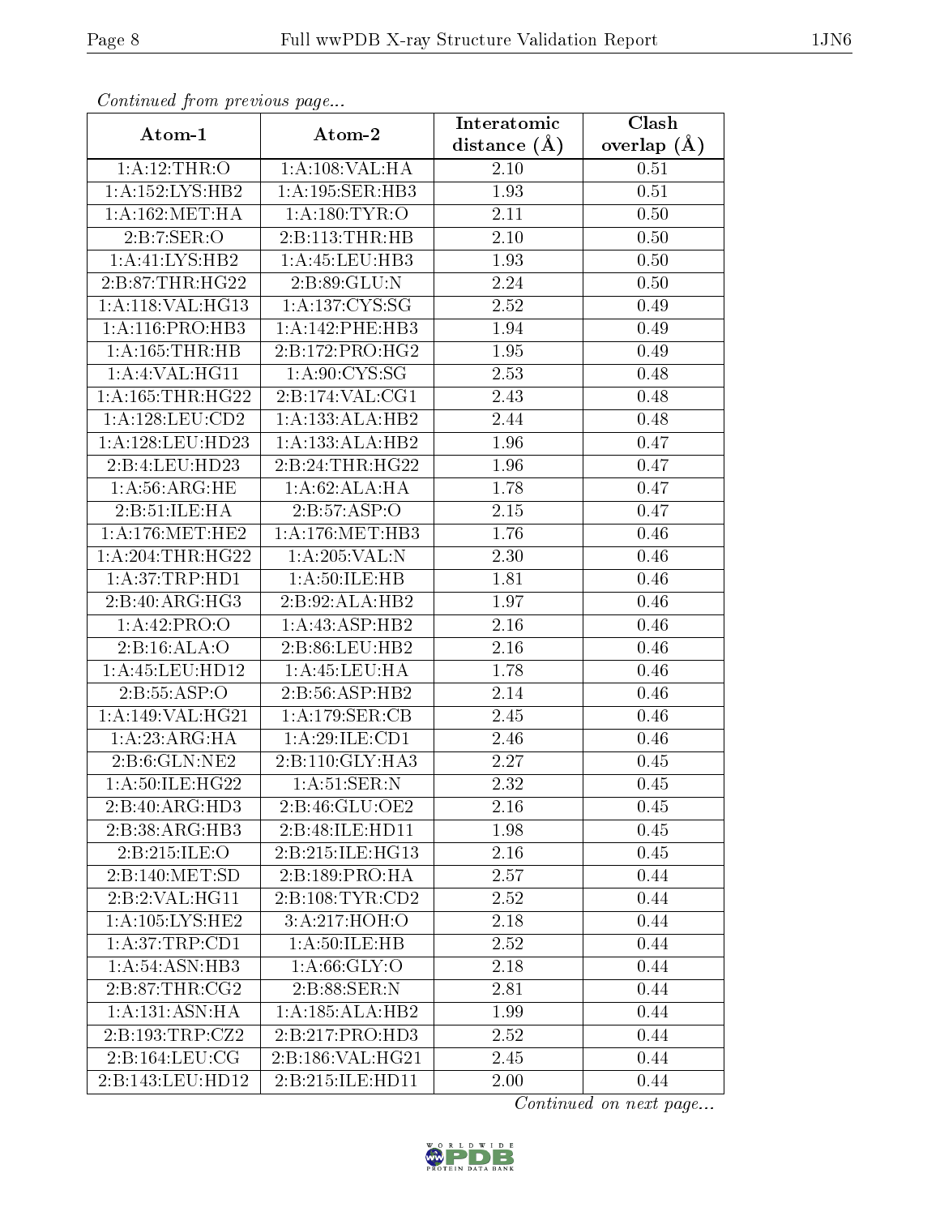*Continued from previous page...*

| Atom-1 | Atom-2 | Interatomic distance (Å) | Clash overlap (Å) |
|---|---|---|---|
| 1:A:12:THR:O | 1:A:108:VAL:HA | 2.10 | 0.51 |
| 1:A:152:LYS:HB2 | 1:A:195:SER:HB3 | 1.93 | 0.51 |
| 1:A:162:MET:HA | 1:A:180:TYR:O | 2.11 | 0.50 |
| 2:B:7:SER:O | 2:B:113:THR:HB | 2.10 | 0.50 |
| 1:A:41:LYS:HB2 | 1:A:45:LEU:HB3 | 1.93 | 0.50 |
| 2:B:87:THR:HG22 | 2:B:89:GLU:N | 2.24 | 0.50 |
| 1:A:118:VAL:HG13 | 1:A:137:CYS:SG | 2.52 | 0.49 |
| 1:A:116:PRO:HB3 | 1:A:142:PHE:HB3 | 1.94 | 0.49 |
| 1:A:165:THR:HB | 2:B:172:PRO:HG2 | 1.95 | 0.49 |
| 1:A:4:VAL:HG11 | 1:A:90:CYS:SG | 2.53 | 0.48 |
| 1:A:165:THR:HG22 | 2:B:174:VAL:CG1 | 2.43 | 0.48 |
| 1:A:128:LEU:CD2 | 1:A:133:ALA:HB2 | 2.44 | 0.48 |
| 1:A:128:LEU:HD23 | 1:A:133:ALA:HB2 | 1.96 | 0.47 |
| 2:B:4:LEU:HD23 | 2:B:24:THR:HG22 | 1.96 | 0.47 |
| 1:A:56:ARG:HE | 1:A:62:ALA:HA | 1.78 | 0.47 |
| 2:B:51:ILE:HA | 2:B:57:ASP:O | 2.15 | 0.47 |
| 1:A:176:MET:HE2 | 1:A:176:MET:HB3 | 1.76 | 0.46 |
| 1:A:204:THR:HG22 | 1:A:205:VAL:N | 2.30 | 0.46 |
| 1:A:37:TRP:HD1 | 1:A:50:ILE:HB | 1.81 | 0.46 |
| 2:B:40:ARG:HG3 | 2:B:92:ALA:HB2 | 1.97 | 0.46 |
| 1:A:42:PRO:O | 1:A:43:ASP:HB2 | 2.16 | 0.46 |
| 2:B:16:ALA:O | 2:B:86:LEU:HB2 | 2.16 | 0.46 |
| 1:A:45:LEU:HD12 | 1:A:45:LEU:HA | 1.78 | 0.46 |
| 2:B:55:ASP:O | 2:B:56:ASP:HB2 | 2.14 | 0.46 |
| 1:A:149:VAL:HG21 | 1:A:179:SER:CB | 2.45 | 0.46 |
| 1:A:23:ARG:HA | 1:A:29:ILE:CD1 | 2.46 | 0.46 |
| 2:B:6:GLN:NE2 | 2:B:110:GLY:HA3 | 2.27 | 0.45 |
| 1:A:50:ILE:HG22 | 1:A:51:SER:N | 2.32 | 0.45 |
| 2:B:40:ARG:HD3 | 2:B:46:GLU:OE2 | 2.16 | 0.45 |
| 2:B:38:ARG:HB3 | 2:B:48:ILE:HD11 | 1.98 | 0.45 |
| 2:B:215:ILE:O | 2:B:215:ILE:HG13 | 2.16 | 0.45 |
| 2:B:140:MET:SD | 2:B:189:PRO:HA | 2.57 | 0.44 |
| 2:B:2:VAL:HG11 | 2:B:108:TYR:CD2 | 2.52 | 0.44 |
| 1:A:105:LYS:HE2 | 3:A:217:HOH:O | 2.18 | 0.44 |
| 1:A:37:TRP:CD1 | 1:A:50:ILE:HB | 2.52 | 0.44 |
| 1:A:54:ASN:HB3 | 1:A:66:GLY:O | 2.18 | 0.44 |
| 2:B:87:THR:CG2 | 2:B:88:SER:N | 2.81 | 0.44 |
| 1:A:131:ASN:HA | 1:A:185:ALA:HB2 | 1.99 | 0.44 |
| 2:B:193:TRP:CZ2 | 2:B:217:PRO:HD3 | 2.52 | 0.44 |
| 2:B:164:LEU:CG | 2:B:186:VAL:HG21 | 2.45 | 0.44 |
| 2:B:143:LEU:HD12 | 2:B:215:ILE:HD11 | 2.00 | 0.44 |

*Continued on next page...*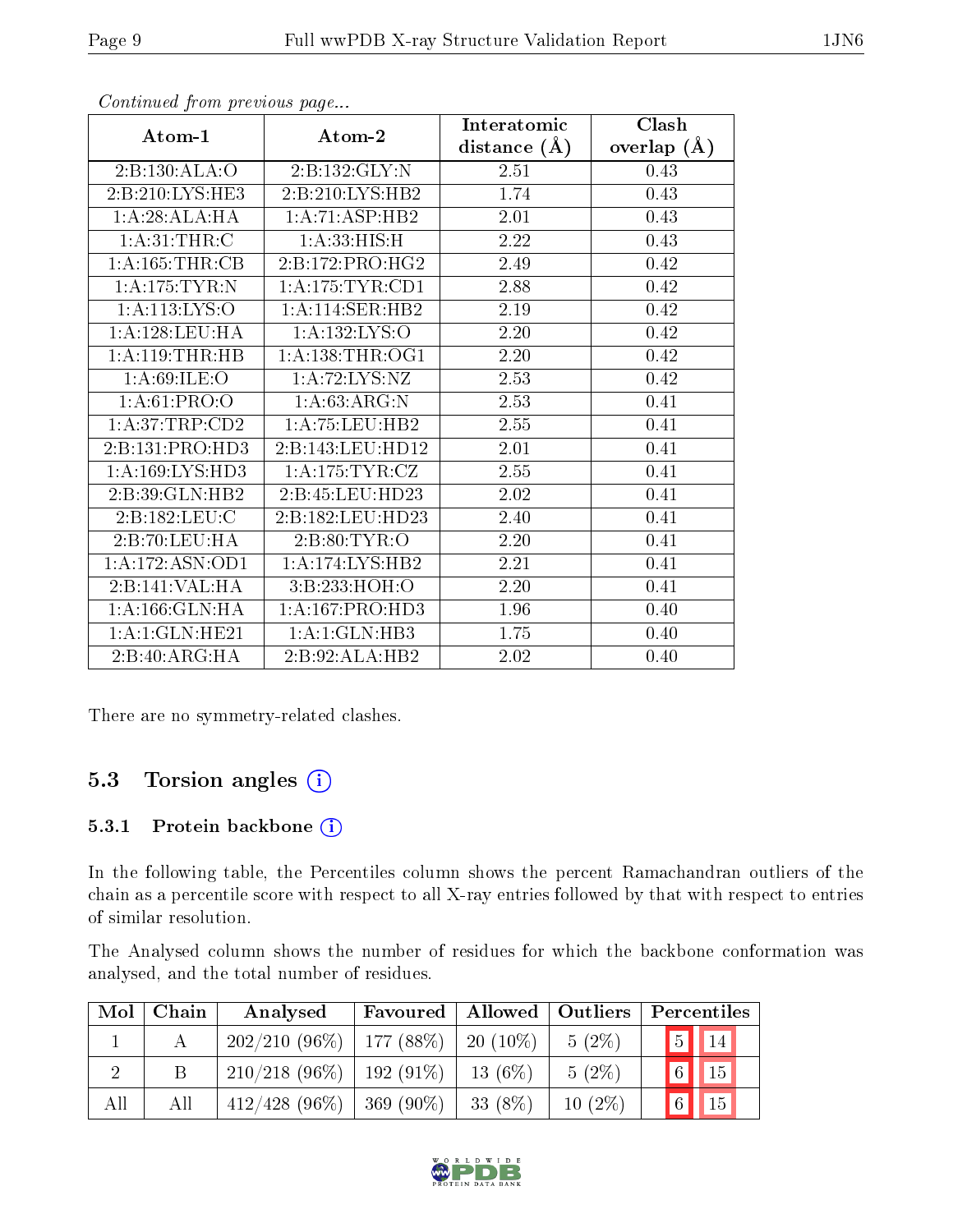*Continued from previous page...*

| Atom-1 | Atom-2 | Interatomic distance (Å) | Clash overlap (Å) |
|---|---|---|---|
| 2:B:130:ALA:O | 2:B:132:GLY:N | 2.51 | 0.43 |
| 2:B:210:LYS:HE3 | 2:B:210:LYS:HB2 | 1.74 | 0.43 |
| 1:A:28:ALA:HA | 1:A:71:ASP:HB2 | 2.01 | 0.43 |
| 1:A:31:THR:C | 1:A:33:HIS:H | 2.22 | 0.43 |
| 1:A:165:THR:CB | 2:B:172:PRO:HG2 | 2.49 | 0.42 |
| 1:A:175:TYR:N | 1:A:175:TYR:CD1 | 2.88 | 0.42 |
| 1:A:113:LYS:O | 1:A:114:SER:HB2 | 2.19 | 0.42 |
| 1:A:128:LEU:HA | 1:A:132:LYS:O | 2.20 | 0.42 |
| 1:A:119:THR:HB | 1:A:138:THR:OG1 | 2.20 | 0.42 |
| 1:A:69:ILE:O | 1:A:72:LYS:NZ | 2.53 | 0.42 |
| 1:A:61:PRO:O | 1:A:63:ARG:N | 2.53 | 0.41 |
| 1:A:37:TRP:CD2 | 1:A:75:LEU:HB2 | 2.55 | 0.41 |
| 2:B:131:PRO:HD3 | 2:B:143:LEU:HD12 | 2.01 | 0.41 |
| 1:A:169:LYS:HD3 | 1:A:175:TYR:CZ | 2.55 | 0.41 |
| 2:B:39:GLN:HB2 | 2:B:45:LEU:HD23 | 2.02 | 0.41 |
| 2:B:182:LEU:C | 2:B:182:LEU:HD23 | 2.40 | 0.41 |
| 2:B:70:LEU:HA | 2:B:80:TYR:O | 2.20 | 0.41 |
| 1:A:172:ASN:OD1 | 1:A:174:LYS:HB2 | 2.21 | 0.41 |
| 2:B:141:VAL:HA | 3:B:233:HOH:O | 2.20 | 0.41 |
| 1:A:166:GLN:HA | 1:A:167:PRO:HD3 | 1.96 | 0.40 |
| 1:A:1:GLN:HE21 | 1:A:1:GLN:HB3 | 1.75 | 0.40 |
| 2:B:40:ARG:HA | 2:B:92:ALA:HB2 | 2.02 | 0.40 |

There are no symmetry-related clashes.

## 5.3 Torsion angles

### 5.3.1 Protein backbone

In the following table, the Percentiles column shows the percent Ramachandran outliers of the chain as a percentile score with respect to all X-ray entries followed by that with respect to entries of similar resolution.

The Analysed column shows the number of residues for which the backbone conformation was analysed, and the total number of residues.

| Mol | Chain | Analysed | Favoured | Allowed | Outliers | Percentiles | |
|---|---|---|---|---|---|---|---|
| 1 | A | 202/210 (96%) | 177 (88%) | 20 (10%) | 5 (2%) | 5 | 14 |
| 2 | B | 210/218 (96%) | 192 (91%) | 13 (6%) | 5 (2%) | 6 | 15 |
| All | All | 412/428 (96%) | 369 (90%) | 33 (8%) | 10 (2%) | 6 | 15 |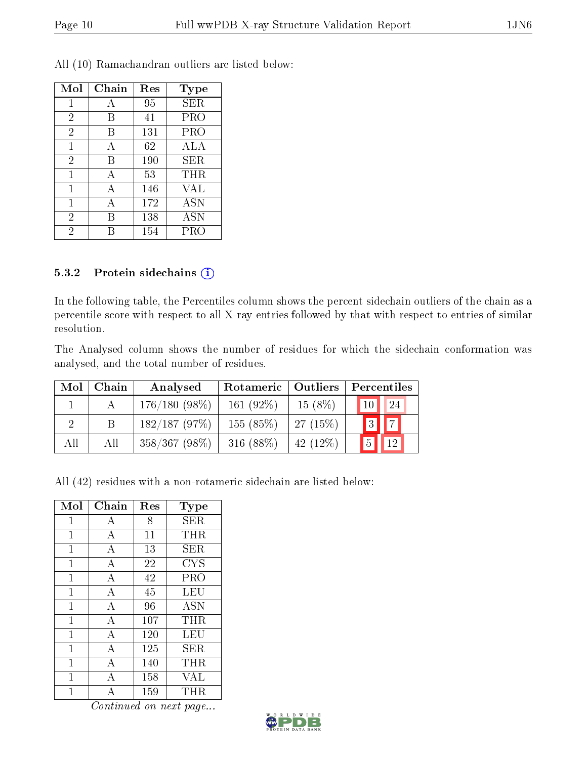All (10) Ramachandran outliers are listed below:

| Mol | Chain | Res | Type |
|---|---|---|---|
| 1 | A | 95 | SER |
| 2 | B | 41 | PRO |
| 2 | B | 131 | PRO |
| 1 | A | 62 | ALA |
| 2 | B | 190 | SER |
| 1 | A | 53 | THR |
| 1 | A | 146 | VAL |
| 1 | A | 172 | ASN |
| 2 | B | 138 | ASN |
| 2 | B | 154 | PRO |

### 5.3.2 Protein sidechains

In the following table, the Percentiles column shows the percent sidechain outliers of the chain as a percentile score with respect to all X-ray entries followed by that with respect to entries of similar resolution.

The Analysed column shows the number of residues for which the sidechain conformation was analysed, and the total number of residues.

| Mol | Chain | Analysed | Rotameric | Outliers | Percentiles | |
|---|---|---|---|---|---|---|
| 1 | A | 176/180 (98%) | 161 (92%) | 15 (8%) | 10 | 24 |
| 2 | B | 182/187 (97%) | 155 (85%) | 27 (15%) | 3 | 7 |
| All | All | 358/367 (98%) | 316 (88%) | 42 (12%) | 5 | 12 |

All (42) residues with a non-rotameric sidechain are listed below:

| Mol | Chain | Res | Type |
|---|---|---|---|
| 1 | A | 8 | SER |
| 1 | A | 11 | THR |
| 1 | A | 13 | SER |
| 1 | A | 22 | CYS |
| 1 | A | 42 | PRO |
| 1 | A | 45 | LEU |
| 1 | A | 96 | ASN |
| 1 | A | 107 | THR |
| 1 | A | 120 | LEU |
| 1 | A | 125 | SER |
| 1 | A | 140 | THR |
| 1 | A | 158 | VAL |
| 1 | A | 159 | THR |

*Continued on next page...*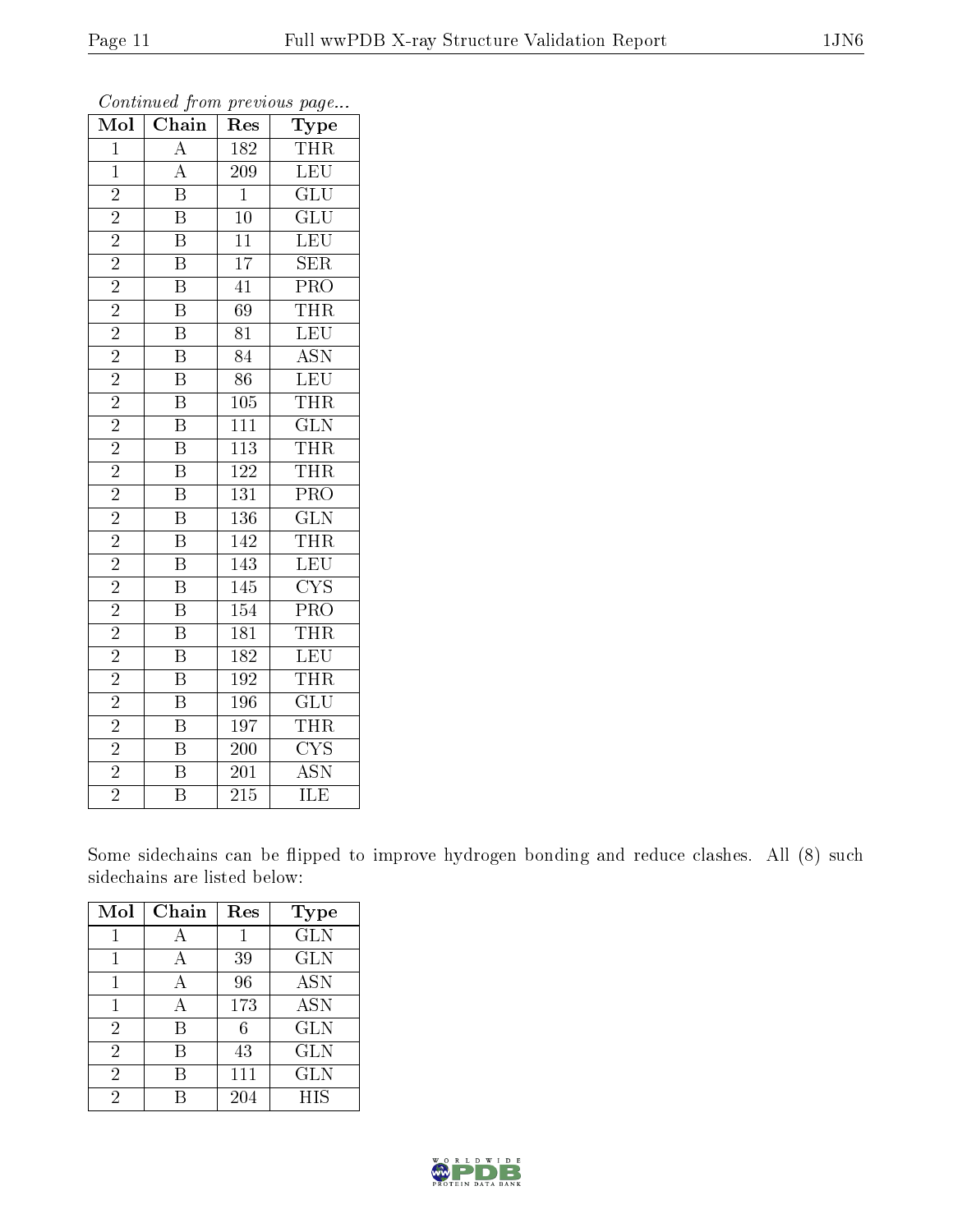*Continued from previous page...*

| Mol | Chain | Res | Type |
|---|---|---|---|
| 1 | A | 182 | THR |
| 1 | A | 209 | LEU |
| 2 | B | 1 | GLU |
| 2 | B | 10 | GLU |
| 2 | B | 11 | LEU |
| 2 | B | 17 | SER |
| 2 | B | 41 | PRO |
| 2 | B | 69 | THR |
| 2 | B | 81 | LEU |
| 2 | B | 84 | ASN |
| 2 | B | 86 | LEU |
| 2 | B | 105 | THR |
| 2 | B | 111 | GLN |
| 2 | B | 113 | THR |
| 2 | B | 122 | THR |
| 2 | B | 131 | PRO |
| 2 | B | 136 | GLN |
| 2 | B | 142 | THR |
| 2 | B | 143 | LEU |
| 2 | B | 145 | CYS |
| 2 | B | 154 | PRO |
| 2 | B | 181 | THR |
| 2 | B | 182 | LEU |
| 2 | B | 192 | THR |
| 2 | B | 196 | GLU |
| 2 | B | 197 | THR |
| 2 | B | 200 | CYS |
| 2 | B | 201 | ASN |
| 2 | B | 215 | ILE |

Some sidechains can be flipped to improve hydrogen bonding and reduce clashes. All (8) such sidechains are listed below:

| Mol | Chain | Res | Type |
|---|---|---|---|
| 1 | A | 1 | GLN |
| 1 | A | 39 | GLN |
| 1 | A | 96 | ASN |
| 1 | A | 173 | ASN |
| 2 | B | 6 | GLN |
| 2 | B | 43 | GLN |
| 2 | B | 111 | GLN |
| 2 | B | 204 | HIS |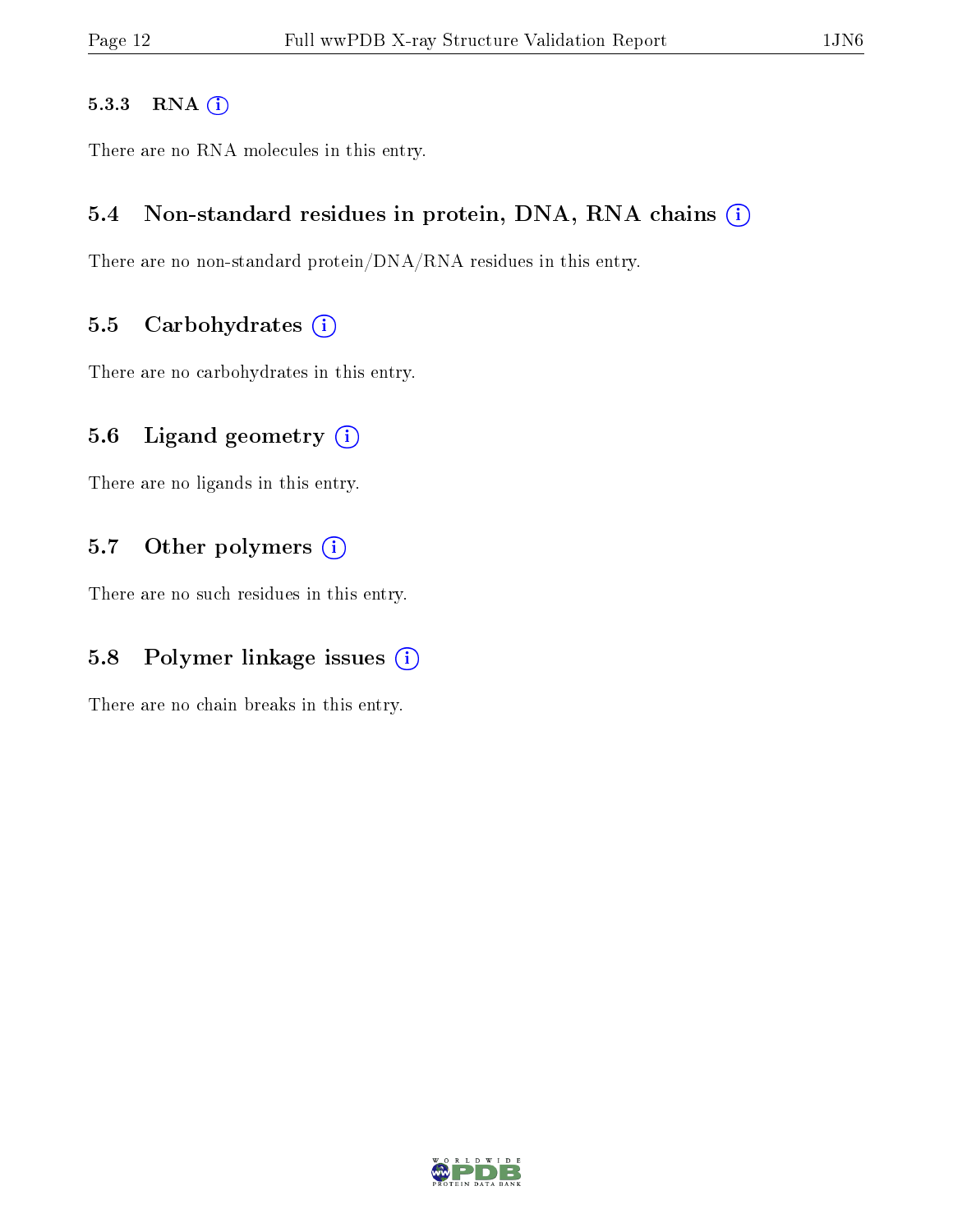#### 5.3.3 RNA

There are no RNA molecules in this entry.

### 5.4 Non-standard residues in protein, DNA, RNA chains

There are no non-standard protein/DNA/RNA residues in this entry.

### 5.5 Carbohydrates

There are no carbohydrates in this entry.

### 5.6 Ligand geometry

There are no ligands in this entry.

### 5.7 Other polymers

There are no such residues in this entry.

### 5.8 Polymer linkage issues

There are no chain breaks in this entry.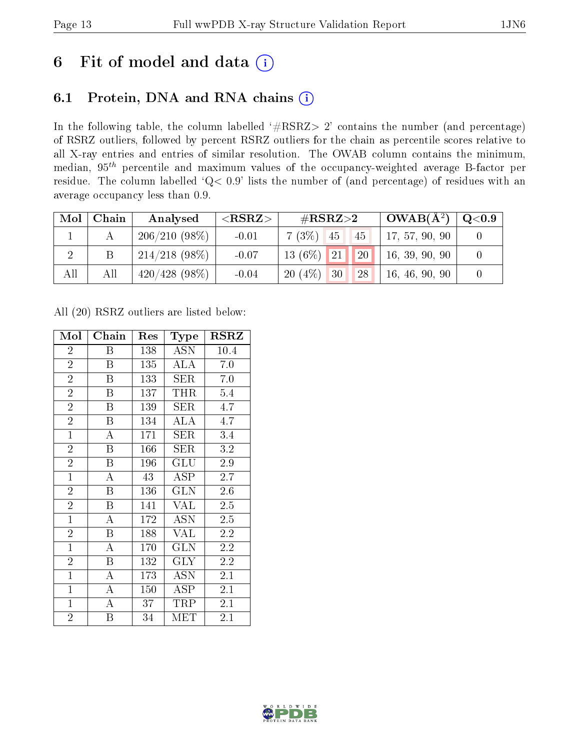# 6 Fit of model and data (i)

## 6.1 Protein, DNA and RNA chains (i)

In the following table, the column labelled '#RSRZ> 2' contains the number (and percentage) of RSRZ outliers, followed by percent RSRZ outliers for the chain as percentile scores relative to all X-ray entries and entries of similar resolution. The OWAB column contains the minimum, median, $95^{th}$ percentile and maximum values of the occupancy-weighted average B-factor per residue. The column labelled 'Q< 0.9' lists the number of (and percentage) of residues with an average occupancy less than 0.9.

| Mol | Chain | Analysed | <RSRZ> | #RSRZ>2 | | | OWAB(Å$^2$) | Q<0.9 |
|---|---|---|---|---|---|---|---|---|
| 1 | A | 206/210 (98%) | -0.01 | 7 (3%) | 45 | 45 | 17, 57, 90, 90 | 0 |
| 2 | B | 214/218 (98%) | -0.07 | 13 (6%) | 21 | 20 | 16, 39, 90, 90 | 0 |
| All | All | 420/428 (98%) | -0.04 | 20 (4%) | 30 | 28 | 16, 46, 90, 90 | 0 |

All (20) RSRZ outliers are listed below:

| Mol | Chain | Res | Type | RSRZ |
|---|---|---|---|---|
| 2 | B | 138 | ASN | 10.4 |
| 2 | B | 135 | ALA | 7.0 |
| 2 | B | 133 | SER | 7.0 |
| 2 | B | 137 | THR | 5.4 |
| 2 | B | 139 | SER | 4.7 |
| 2 | B | 134 | ALA | 4.7 |
| 1 | A | 171 | SER | 3.4 |
| 2 | B | 166 | SER | 3.2 |
| 2 | B | 196 | GLU | 2.9 |
| 1 | A | 43 | ASP | 2.7 |
| 2 | B | 136 | GLN | 2.6 |
| 2 | B | 141 | VAL | 2.5 |
| 1 | A | 172 | ASN | 2.5 |
| 2 | B | 188 | VAL | 2.2 |
| 1 | A | 170 | GLN | 2.2 |
| 2 | B | 132 | GLY | 2.2 |
| 1 | A | 173 | ASN | 2.1 |
| 1 | A | 150 | ASP | 2.1 |
| 1 | A | 37 | TRP | 2.1 |
| 2 | B | 34 | MET | 2.1 |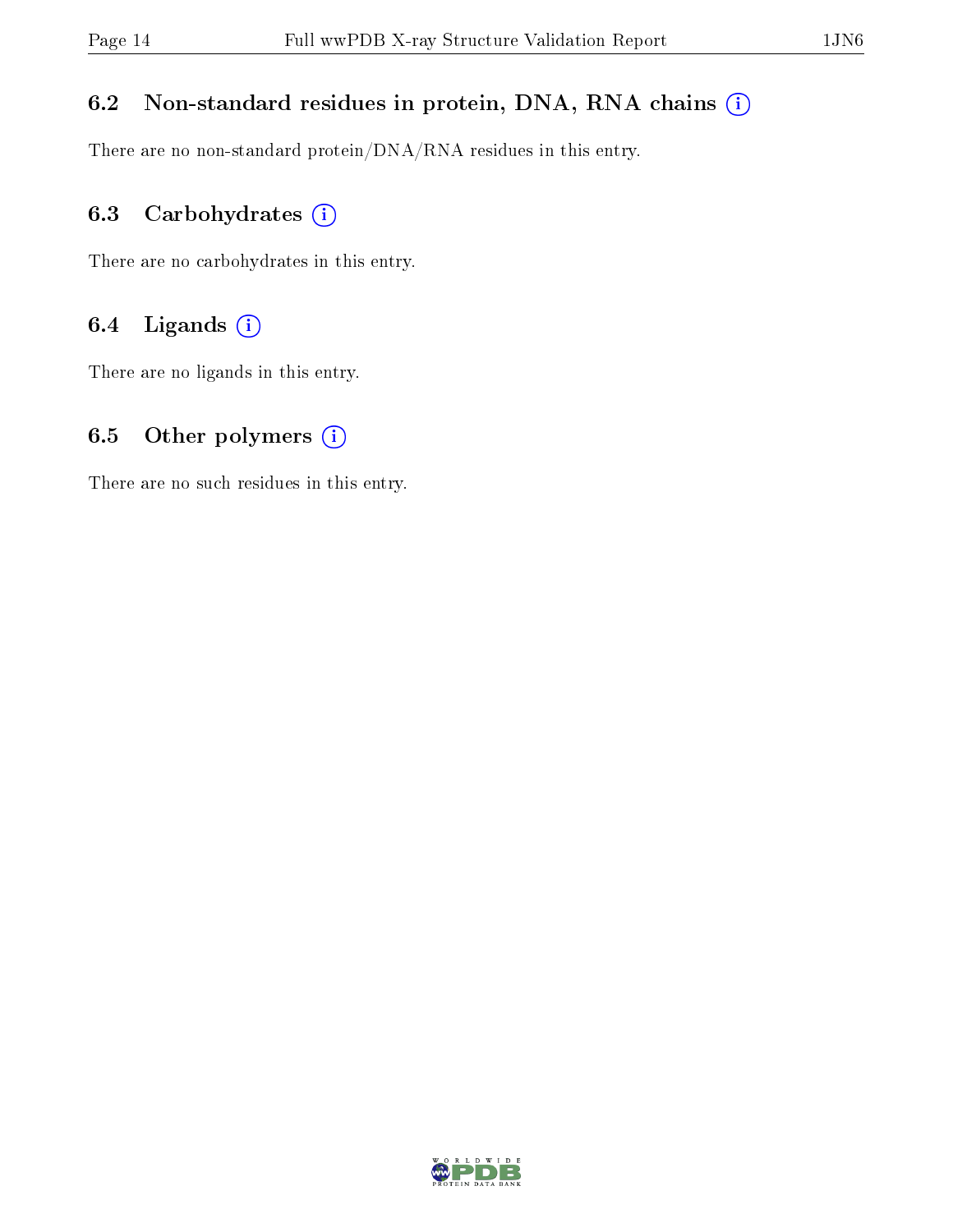### 6.2 Non-standard residues in protein, DNA, RNA chains (i)

There are no non-standard protein/DNA/RNA residues in this entry.

### 6.3 Carbohydrates (i)

There are no carbohydrates in this entry.

### 6.4 Ligands (i)

There are no ligands in this entry.

### 6.5 Other polymers (i)

There are no such residues in this entry.